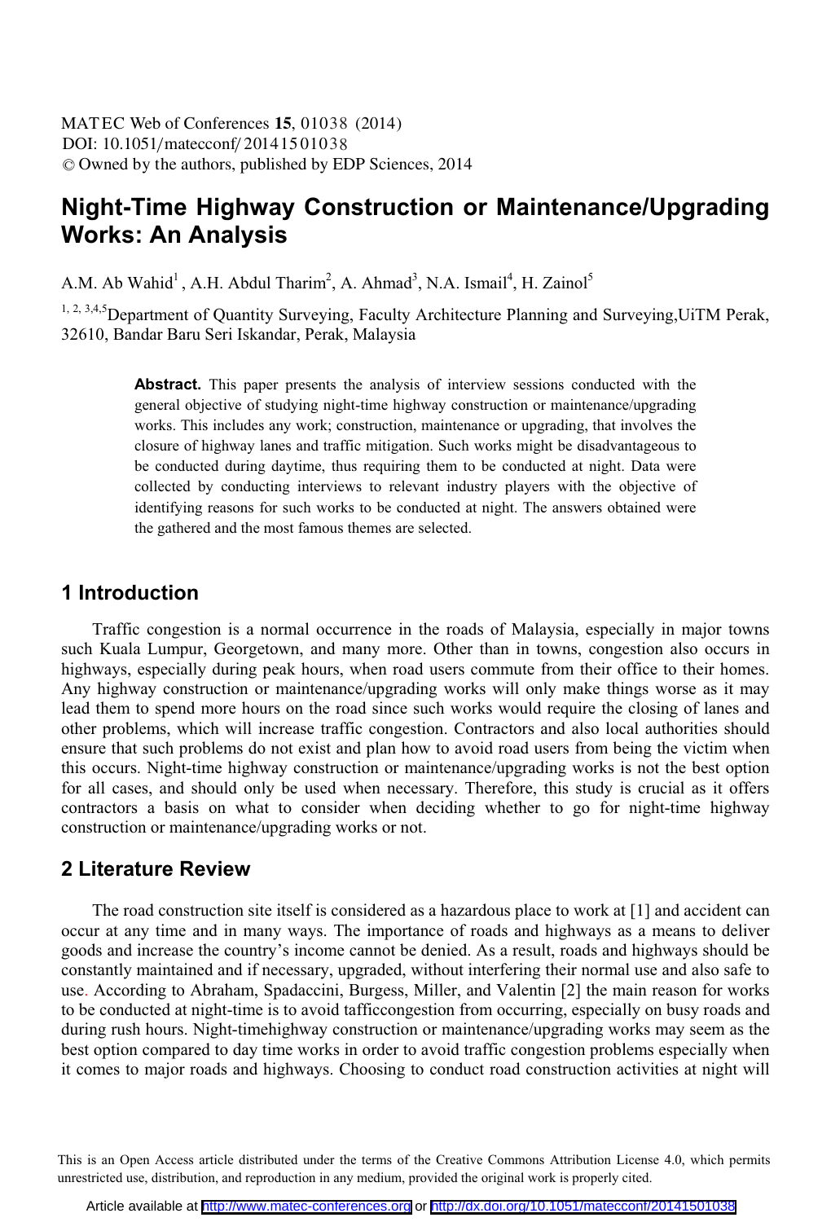# Night-Time Highway Construction or Maintenance/Upgrading Works: An Analysis

A.M. Ab Wahid[1] , A.H. Abdul Tharim[2], A. Ahmad[3], N.A. Ismail[4], H. Zainol[5]

[1, 2, 3,4,5]Department of Quantity Surveying, Faculty Architecture Planning and Surveying,UiTM Perak, 32610, Bandar Baru Seri Iskandar, Perak, Malaysia

**Abstract.** This paper presents the analysis of interview sessions conducted with the general objective of studying night-time highway construction or maintenance/upgrading works. This includes any work; construction, maintenance or upgrading, that involves the closure of highway lanes and traffic mitigation. Such works might be disadvantageous to be conducted during daytime, thus requiring them to be conducted at night. Data were collected by conducting interviews to relevant industry players with the objective of identifying reasons for such works to be conducted at night. The answers obtained were the gathered and the most famous themes are selected.

## 1 Introduction

Traffic congestion is a normal occurrence in the roads of Malaysia, especially in major towns such Kuala Lumpur, Georgetown, and many more. Other than in towns, congestion also occurs in highways, especially during peak hours, when road users commute from their office to their homes. Any highway construction or maintenance/upgrading works will only make things worse as it may lead them to spend more hours on the road since such works would require the closing of lanes and other problems, which will increase traffic congestion. Contractors and also local authorities should ensure that such problems do not exist and plan how to avoid road users from being the victim when this occurs. Night-time highway construction or maintenance/upgrading works is not the best option for all cases, and should only be used when necessary. Therefore, this study is crucial as it offers contractors a basis on what to consider when deciding whether to go for night-time highway construction or maintenance/upgrading works or not.

## 2 Literature Review

The road construction site itself is considered as a hazardous place to work at [1] and accident can occur at any time and in many ways. The importance of roads and highways as a means to deliver goods and increase the country's income cannot be denied. As a result, roads and highways should be constantly maintained and if necessary, upgraded, without interfering their normal use and also safe to use. According to Abraham, Spadaccini, Burgess, Miller, and Valentin [2] the main reason for works to be conducted at night-time is to avoid tafficcongestion from occurring, especially on busy roads and during rush hours. Night-timehighway construction or maintenance/upgrading works may seem as the best option compared to day time works in order to avoid traffic congestion problems especially when it comes to major roads and highways. Choosing to conduct road construction activities at night will

This is an Open Access article distributed under the terms of the Creative Commons Attribution License 4.0, which permits unrestricted use, distribution, and reproduction in any medium, provided the original work is properly cited.

Article available at http://www.matec-conferences.org or http://dx.doi.org/10.1051/matecconf/20141501038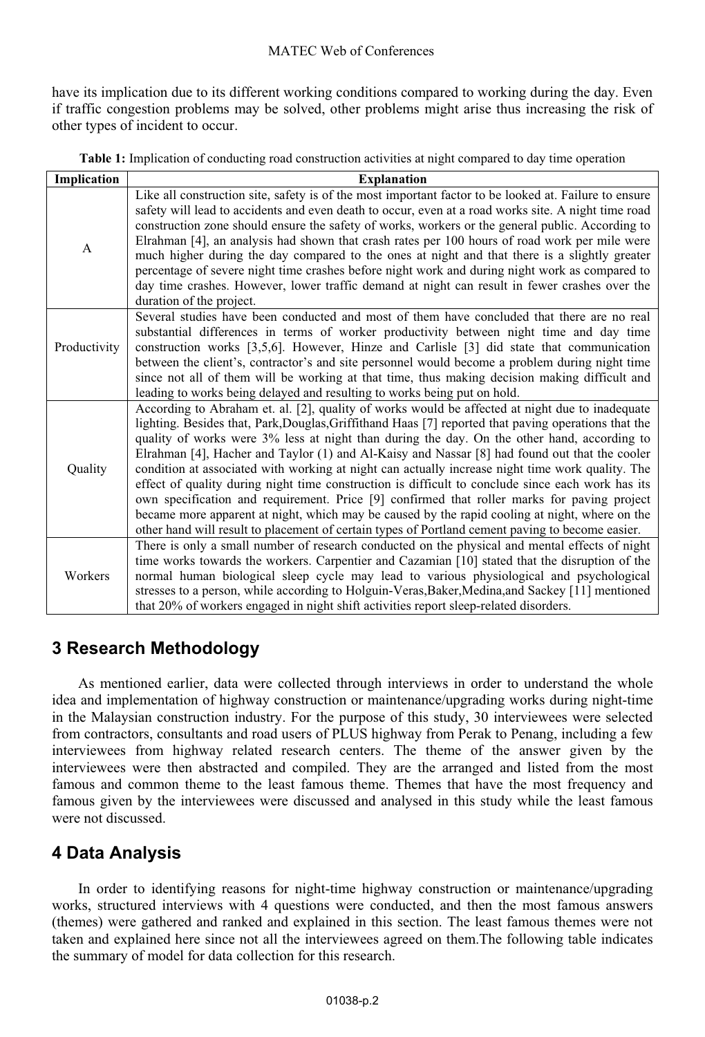have its implication due to its different working conditions compared to working during the day. Even if traffic congestion problems may be solved, other problems might arise thus increasing the risk of other types of incident to occur.

**Table 1:** Implication of conducting road construction activities at night compared to day time operation

| Implication | Explanation |
|---|---|
| A | Like all construction site, safety is of the most important factor to be looked at. Failure to ensure safety will lead to accidents and even death to occur, even at a road works site. A night time road construction zone should ensure the safety of works, workers or the general public. According to Elrahman [4], an analysis had shown that crash rates per 100 hours of road work per mile were much higher during the day compared to the ones at night and that there is a slightly greater percentage of severe night time crashes before night work and during night work as compared to day time crashes. However, lower traffic demand at night can result in fewer crashes over the duration of the project. |
| Productivity | Several studies have been conducted and most of them have concluded that there are no real substantial differences in terms of worker productivity between night time and day time construction works [3,5,6]. However, Hinze and Carlisle [3] did state that communication between the client's, contractor's and site personnel would become a problem during night time since not all of them will be working at that time, thus making decision making difficult and leading to works being delayed and resulting to works being put on hold. |
| Quality | According to Abraham et. al. [2], quality of works would be affected at night due to inadequate lighting. Besides that, Park,Douglas,Griffithand Haas [7] reported that paving operations that the quality of works were 3% less at night than during the day. On the other hand, according to Elrahman [4], Hacher and Taylor (1) and Al-Kaisy and Nassar [8] had found out that the cooler condition at associated with working at night can actually increase night time work quality. The effect of quality during night time construction is difficult to conclude since each work has its own specification and requirement. Price [9] confirmed that roller marks for paving project became more apparent at night, which may be caused by the rapid cooling at night, where on the other hand will result to placement of certain types of Portland cement paving to become easier. |
| Workers | There is only a small number of research conducted on the physical and mental effects of night time works towards the workers. Carpentier and Cazamian [10] stated that the disruption of the normal human biological sleep cycle may lead to various physiological and psychological stresses to a person, while according to Holguin-Veras,Baker,Medina,and Sackey [11] mentioned that 20% of workers engaged in night shift activities report sleep-related disorders. |

## 3 Research Methodology

As mentioned earlier, data were collected through interviews in order to understand the whole idea and implementation of highway construction or maintenance/upgrading works during night-time in the Malaysian construction industry. For the purpose of this study, 30 interviewees were selected from contractors, consultants and road users of PLUS highway from Perak to Penang, including a few interviewees from highway related research centers. The theme of the answer given by the interviewees were then abstracted and compiled. They are the arranged and listed from the most famous and common theme to the least famous theme. Themes that have the most frequency and famous given by the interviewees were discussed and analysed in this study while the least famous were not discussed.

## 4 Data Analysis

In order to identifying reasons for night-time highway construction or maintenance/upgrading works, structured interviews with 4 questions were conducted, and then the most famous answers (themes) were gathered and ranked and explained in this section. The least famous themes were not taken and explained here since not all the interviewees agreed on them.The following table indicates the summary of model for data collection for this research.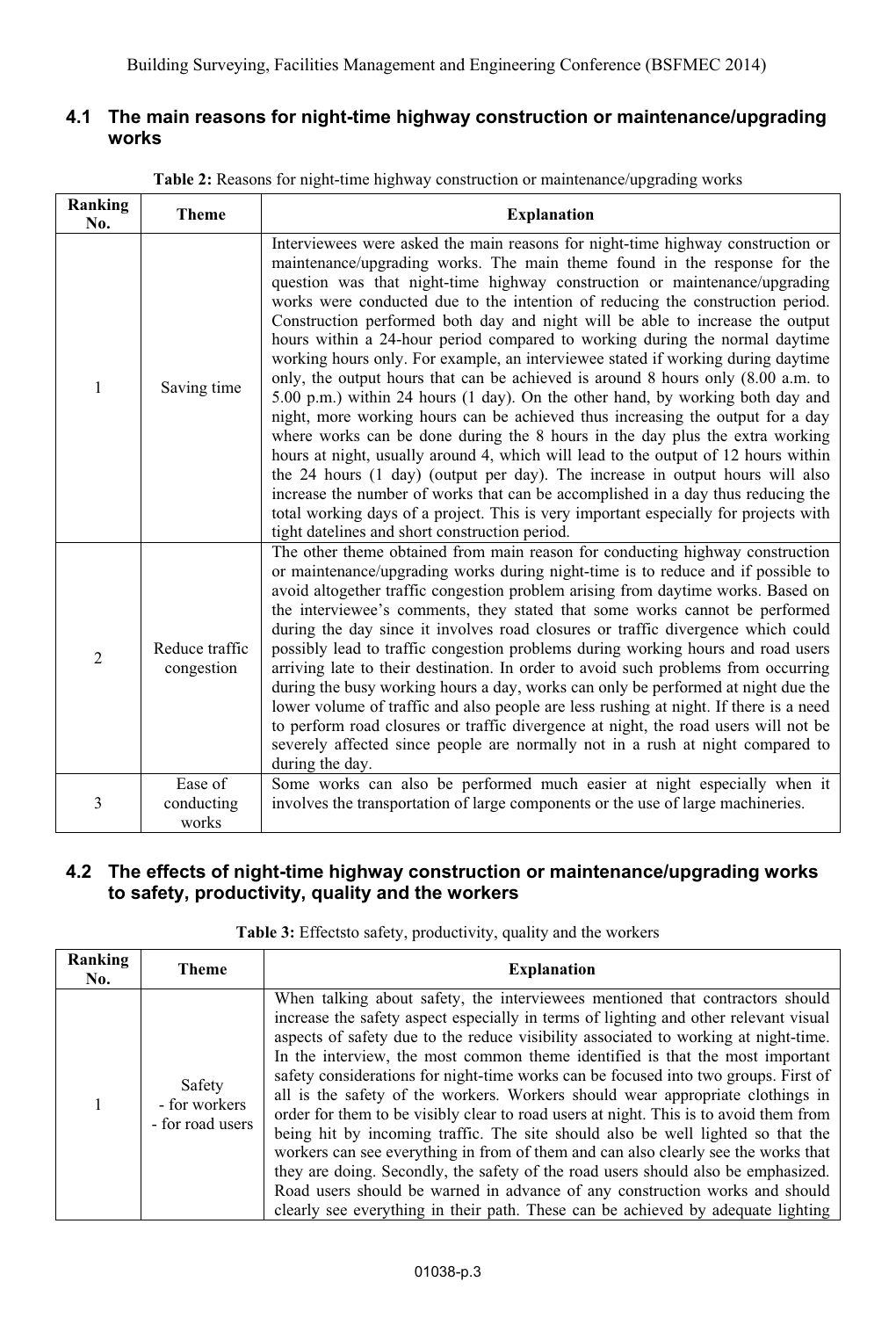## 4.1 The main reasons for night-time highway construction or maintenance/upgrading works

**Table 2:** Reasons for night-time highway construction or maintenance/upgrading works

| Ranking No. | Theme | Explanation |
|---|---|---|
| 1 | Saving time | Interviewees were asked the main reasons for night-time highway construction or maintenance/upgrading works. The main theme found in the response for the question was that night-time highway construction or maintenance/upgrading works were conducted due to the intention of reducing the construction period. Construction performed both day and night will be able to increase the output hours within a 24-hour period compared to working during the normal daytime working hours only. For example, an interviewee stated if working during daytime only, the output hours that can be achieved is around 8 hours only (8.00 a.m. to 5.00 p.m.) within 24 hours (1 day). On the other hand, by working both day and night, more working hours can be achieved thus increasing the output for a day where works can be done during the 8 hours in the day plus the extra working hours at night, usually around 4, which will lead to the output of 12 hours within the 24 hours (1 day) (output per day). The increase in output hours will also increase the number of works that can be accomplished in a day thus reducing the total working days of a project. This is very important especially for projects with tight datelines and short construction period. |
| 2 | Reduce traffic congestion | The other theme obtained from main reason for conducting highway construction or maintenance/upgrading works during night-time is to reduce and if possible to avoid altogether traffic congestion problem arising from daytime works. Based on the interviewee's comments, they stated that some works cannot be performed during the day since it involves road closures or traffic divergence which could possibly lead to traffic congestion problems during working hours and road users arriving late to their destination. In order to avoid such problems from occurring during the busy working hours a day, works can only be performed at night due the lower volume of traffic and also people are less rushing at night. If there is a need to perform road closures or traffic divergence at night, the road users will not be severely affected since people are normally not in a rush at night compared to during the day. |
| 3 | Ease of conducting works | Some works can also be performed much easier at night especially when it involves the transportation of large components or the use of large machineries. |

## 4.2 The effects of night-time highway construction or maintenance/upgrading works to safety, productivity, quality and the workers

**Table 3:** Effectsto safety, productivity, quality and the workers

| Ranking No. | Theme | Explanation |
|---|---|---|
| 1 | Safety<br>- for workers<br>- for road users | When talking about safety, the interviewees mentioned that contractors should increase the safety aspect especially in terms of lighting and other relevant visual aspects of safety due to the reduce visibility associated to working at night-time. In the interview, the most common theme identified is that the most important safety considerations for night-time works can be focused into two groups. First of all is the safety of the workers. Workers should wear appropriate clothings in order for them to be visibly clear to road users at night. This is to avoid them from being hit by incoming traffic. The site should also be well lighted so that the workers can see everything in from of them and can also clearly see the works that they are doing. Secondly, the safety of the road users should also be emphasized. Road users should be warned in advance of any construction works and should clearly see everything in their path. These can be achieved by adequate lighting |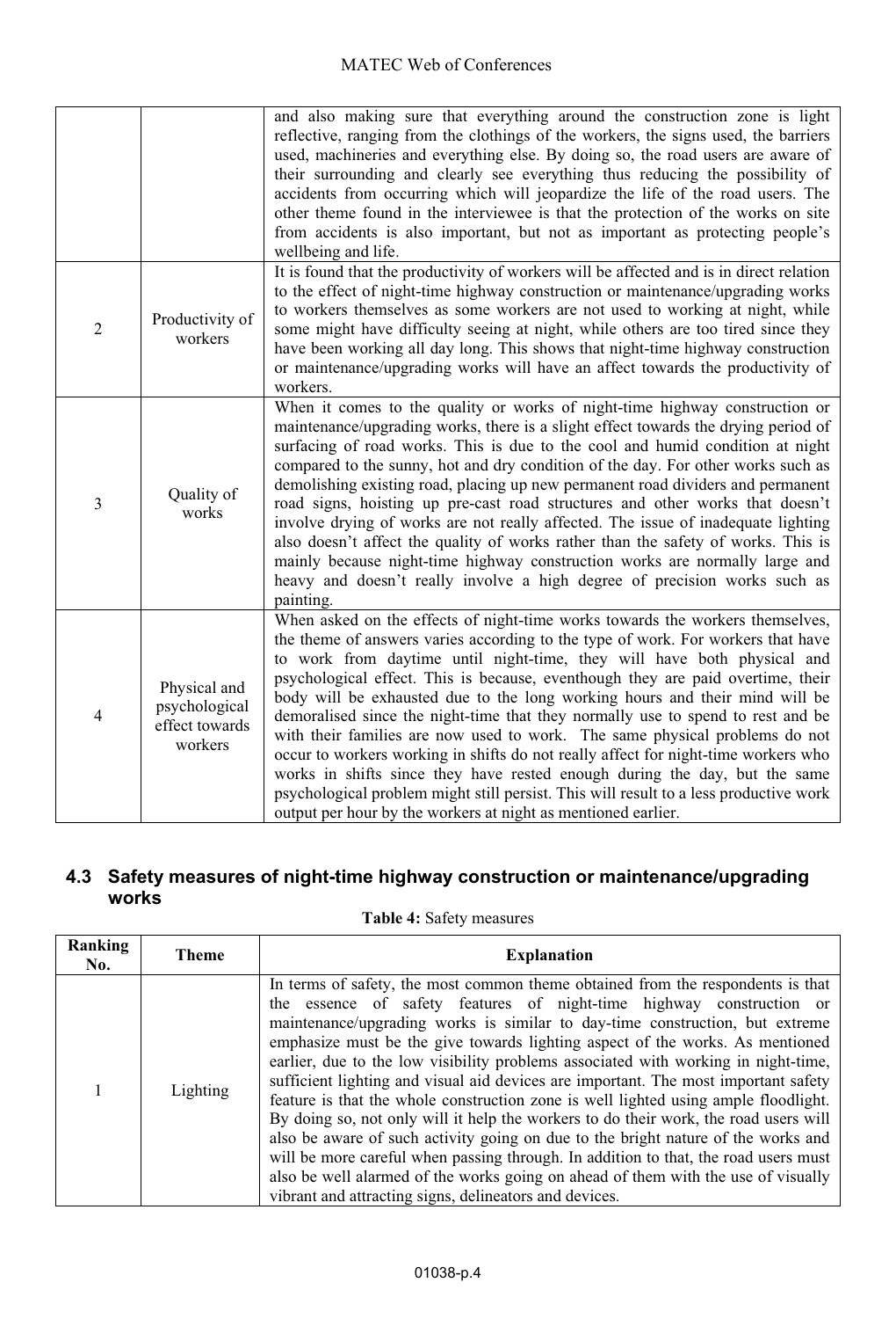| | | and also making sure that everything around the construction zone is light reflective, ranging from the clothings of the workers, the signs used, the barriers used, machineries and everything else. By doing so, the road users are aware of their surrounding and clearly see everything thus reducing the possibility of accidents from occurring which will jeopardize the life of the road users. The other theme found in the interviewee is that the protection of the works on site from accidents is also important, but not as important as protecting people's wellbeing and life. |
|---|---|---|
| 2 | Productivity of workers | It is found that the productivity of workers will be affected and is in direct relation to the effect of night-time highway construction or maintenance/upgrading works to workers themselves as some workers are not used to working at night, while some might have difficulty seeing at night, while others are too tired since they have been working all day long. This shows that night-time highway construction or maintenance/upgrading works will have an affect towards the productivity of workers. |
| 3 | Quality of works | When it comes to the quality or works of night-time highway construction or maintenance/upgrading works, there is a slight effect towards the drying period of surfacing of road works. This is due to the cool and humid condition at night compared to the sunny, hot and dry condition of the day. For other works such as demolishing existing road, placing up new permanent road dividers and permanent road signs, hoisting up pre-cast road structures and other works that doesn't involve drying of works are not really affected. The issue of inadequate lighting also doesn't affect the quality of works rather than the safety of works. This is mainly because night-time highway construction works are normally large and heavy and doesn't really involve a high degree of precision works such as painting. |
| 4 | Physical and psychological effect towards workers | When asked on the effects of night-time works towards the workers themselves, the theme of answers varies according to the type of work. For workers that have to work from daytime until night-time, they will have both physical and psychological effect. This is because, eventhough they are paid overtime, their body will be exhausted due to the long working hours and their mind will be demoralised since the night-time that they normally use to spend to rest and be with their families are now used to work. The same physical problems do not occur to workers working in shifts do not really affect for night-time workers who works in shifts since they have rested enough during the day, but the same psychological problem might still persist. This will result to a less productive work output per hour by the workers at night as mentioned earlier. |

### 4.3 Safety measures of night-time highway construction or maintenance/upgrading works

**Table 4:** Safety measures

| Ranking No. | Theme | Explanation |
|---|---|---|
| 1 | Lighting | In terms of safety, the most common theme obtained from the respondents is that the essence of safety features of night-time highway construction or maintenance/upgrading works is similar to day-time construction, but extreme emphasize must be the give towards lighting aspect of the works. As mentioned earlier, due to the low visibility problems associated with working in night-time, sufficient lighting and visual aid devices are important. The most important safety feature is that the whole construction zone is well lighted using ample floodlight. By doing so, not only will it help the workers to do their work, the road users will also be aware of such activity going on due to the bright nature of the works and will be more careful when passing through. In addition to that, the road users must also be well alarmed of the works going on ahead of them with the use of visually vibrant and attracting signs, delineators and devices. |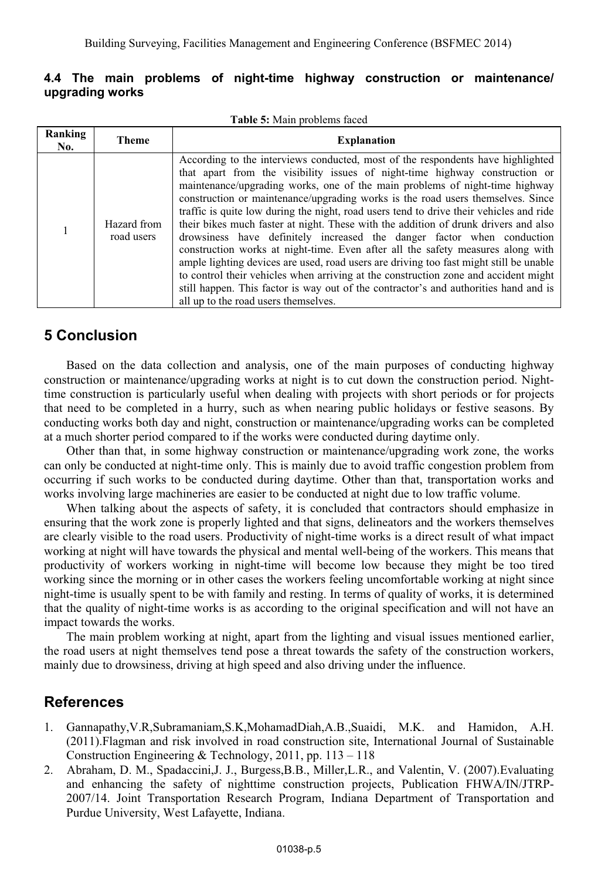### 4.4 The main problems of night-time highway construction or maintenance/ upgrading works

**Table 5:** Main problems faced

| Ranking No. | Theme | Explanation |
|---|---|---|
| 1 | Hazard from road users | According to the interviews conducted, most of the respondents have highlighted that apart from the visibility issues of night-time highway construction or maintenance/upgrading works, one of the main problems of night-time highway construction or maintenance/upgrading works is the road users themselves. Since traffic is quite low during the night, road users tend to drive their vehicles and ride their bikes much faster at night. These with the addition of drunk drivers and also drowsiness have definitely increased the danger factor when conduction construction works at night-time. Even after all the safety measures along with ample lighting devices are used, road users are driving too fast might still be unable to control their vehicles when arriving at the construction zone and accident might still happen. This factor is way out of the contractor's and authorities hand and is all up to the road users themselves. |

## 5 Conclusion

Based on the data collection and analysis, one of the main purposes of conducting highway construction or maintenance/upgrading works at night is to cut down the construction period. Night-time construction is particularly useful when dealing with projects with short periods or for projects that need to be completed in a hurry, such as when nearing public holidays or festive seasons. By conducting works both day and night, construction or maintenance/upgrading works can be completed at a much shorter period compared to if the works were conducted during daytime only.

Other than that, in some highway construction or maintenance/upgrading work zone, the works can only be conducted at night-time only. This is mainly due to avoid traffic congestion problem from occurring if such works to be conducted during daytime. Other than that, transportation works and works involving large machineries are easier to be conducted at night due to low traffic volume.

When talking about the aspects of safety, it is concluded that contractors should emphasize in ensuring that the work zone is properly lighted and that signs, delineators and the workers themselves are clearly visible to the road users. Productivity of night-time works is a direct result of what impact working at night will have towards the physical and mental well-being of the workers. This means that productivity of workers working in night-time will become low because they might be too tired working since the morning or in other cases the workers feeling uncomfortable working at night since night-time is usually spent to be with family and resting. In terms of quality of works, it is determined that the quality of night-time works is as according to the original specification and will not have an impact towards the works.

The main problem working at night, apart from the lighting and visual issues mentioned earlier, the road users at night themselves tend pose a threat towards the safety of the construction workers, mainly due to drowsiness, driving at high speed and also driving under the influence.

## References

1. Gannapathy,V.R,Subramaniam,S.K,MohamadDiah,A.B.,Suaidi, M.K. and Hamidon, A.H. (2011).Flagman and risk involved in road construction site, International Journal of Sustainable Construction Engineering & Technology, 2011, pp. 113 – 118
2. Abraham, D. M., Spadaccini,J. J., Burgess,B.B., Miller,L.R., and Valentin, V. (2007).Evaluating and enhancing the safety of nighttime construction projects, Publication FHWA/IN/JTRP-2007/14. Joint Transportation Research Program, Indiana Department of Transportation and Purdue University, West Lafayette, Indiana.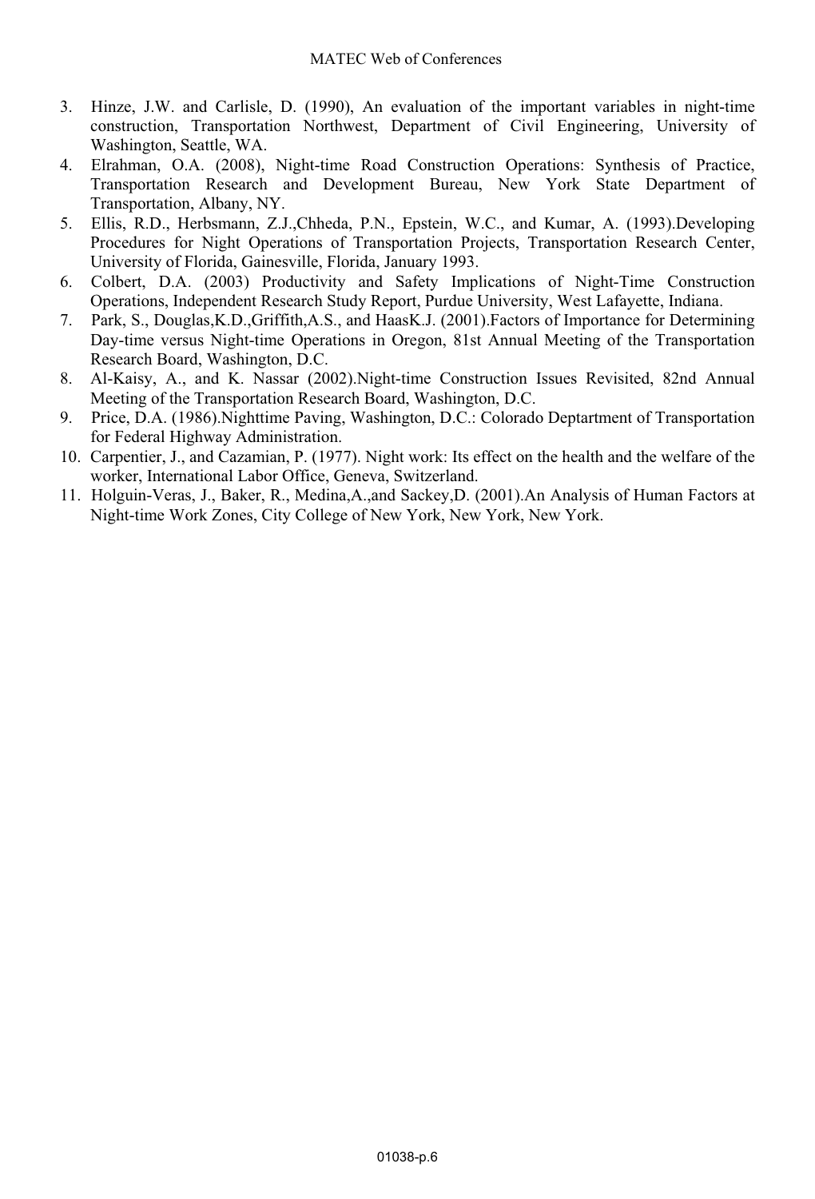3. Hinze, J.W. and Carlisle, D. (1990), An evaluation of the important variables in night-time construction, Transportation Northwest, Department of Civil Engineering, University of Washington, Seattle, WA.
4. Elrahman, O.A. (2008), Night-time Road Construction Operations: Synthesis of Practice, Transportation Research and Development Bureau, New York State Department of Transportation, Albany, NY.
5. Ellis, R.D., Herbsmann, Z.J.,Chheda, P.N., Epstein, W.C., and Kumar, A. (1993).Developing Procedures for Night Operations of Transportation Projects, Transportation Research Center, University of Florida, Gainesville, Florida, January 1993.
6. Colbert, D.A. (2003) Productivity and Safety Implications of Night-Time Construction Operations, Independent Research Study Report, Purdue University, West Lafayette, Indiana.
7. Park, S., Douglas,K.D.,Griffith,A.S., and HaasK.J. (2001).Factors of Importance for Determining Day-time versus Night-time Operations in Oregon, 81st Annual Meeting of the Transportation Research Board, Washington, D.C.
8. Al-Kaisy, A., and K. Nassar (2002).Night-time Construction Issues Revisited, 82nd Annual Meeting of the Transportation Research Board, Washington, D.C.
9. Price, D.A. (1986).Nighttime Paving, Washington, D.C.: Colorado Deptartment of Transportation for Federal Highway Administration.
10. Carpentier, J., and Cazamian, P. (1977). Night work: Its effect on the health and the welfare of the worker, International Labor Office, Geneva, Switzerland.
11. Holguin-Veras, J., Baker, R., Medina,A.,and Sackey,D. (2001).An Analysis of Human Factors at Night-time Work Zones, City College of New York, New York, New York.